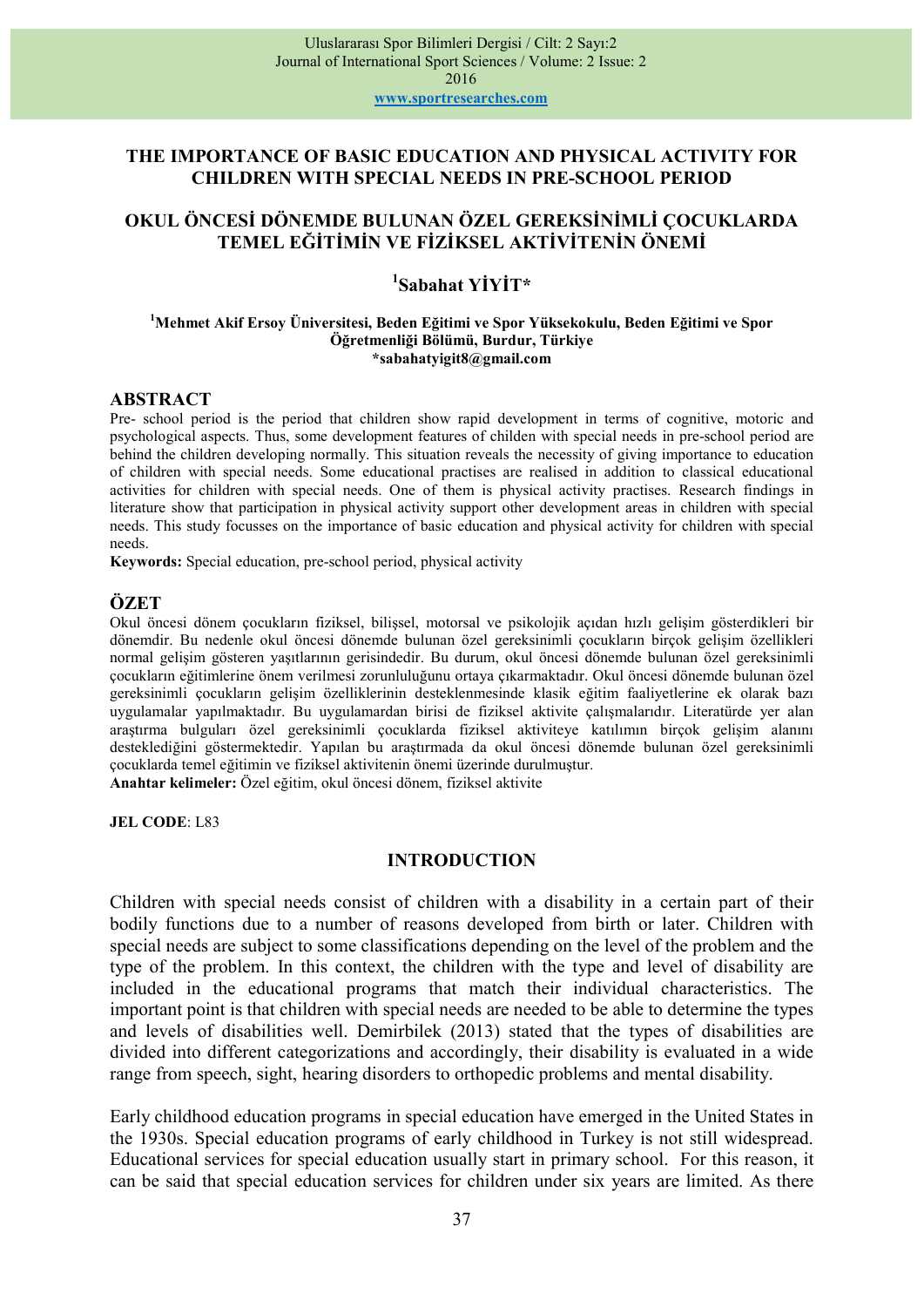# THE IMPORTANCE OF BASIC EDUCATION AND PHYSICAL ACTIVITY FOR CHILDREN WITH SPECIAL NEEDS IN PRE-SCHOOL PERIOD

# OKUL ÖNCESİ DÖNEMDE BULUNAN ÖZEL GEREKSİNİMLİ ÇOCUKLARDA TEMEL EĞİTİMİN VE FİZİKSEL AKTİVİTENİN ÖNEMİ

**[1]Sabahat YİYİT***

**[1]Mehmet Akif Ersoy Üniversitesi, Beden Eğitimi ve Spor Yüksekokulu, Beden Eğitimi ve Spor Öğretmenliği Bölümü, Burdur, Türkiye**
***sabahatyiyit8@gmail.com**

## ABSTRACT

Pre- school period is the period that children show rapid development in terms of cognitive, motoric and psychological aspects. Thus, some development features of childen with special needs in pre-school period are behind the children developing normally. This situation reveals the necessity of giving importance to education of children with special needs. Some educational practises are realised in addition to classical educational activities for children with special needs. One of them is physical activity practises. Research findings in literature show that participation in physical activity support other development areas in children with special needs. This study focusses on the importance of basic education and physical activity for children with special needs.

**Keywords:** Special education, pre-school period, physical activity

## ÖZET

Okul öncesi dönem çocukların fiziksel, bilişsel, motorsal ve psikolojik açıdan hızlı gelişim gösterdikleri bir dönemdir. Bu nedenle okul öncesi dönemde bulunan özel gereksinimli çocukların birçok gelişim özellikleri normal gelişim gösteren yaşıtlarının gerisindedir. Bu durum, okul öncesi dönemde bulunan özel gereksinimli çocukların eğitimlerine önem verilmesi zorunluluğunu ortaya çıkarmaktadır. Okul öncesi dönemde bulunan özel gereksinimli çocukların gelişim özelliklerinin desteklenmesinde klasik eğitim faaliyetlerine ek olarak bazı uygulamalar yapılmaktadır. Bu uygulamalardan birisi de fiziksel aktivite çalışmalarıdır. Literatürde yer alan araştırma bulguları özel gereksinimli çocuklarda fiziksel aktiviteye katılımın birçok gelişim alanını desteklediğini göstermektedir. Yapılan bu araştırmada da okul öncesi dönemde bulunan özel gereksinimli çocuklarda temel eğitimin ve fiziksel aktivitenin önemi üzerinde durulmuştur.

**Anahtar kelimeler:** Özel eğitim, okul öncesi dönem, fiziksel aktivite

**JEL CODE**: L83

## INTRODUCTION

Children with special needs consist of children with a disability in a certain part of their bodily functions due to a number of reasons developed from birth or later. Children with special needs are subject to some classifications depending on the level of the problem and the type of the problem. In this context, the children with the type and level of disability are included in the educational programs that match their individual characteristics. The important point is that children with special needs are needed to be able to determine the types and levels of disabilities well. Demirbilek (2013) stated that the types of disabilities are divided into different categorizations and accordingly, their disability is evaluated in a wide range from speech, sight, hearing disorders to orthopedic problems and mental disability.

Early childhood education programs in special education have emerged in the United States in the 1930s. Special education programs of early childhood in Turkey is not still widespread. Educational services for special education usually start in primary school. For this reason, it can be said that special education services for children under six years are limited. As there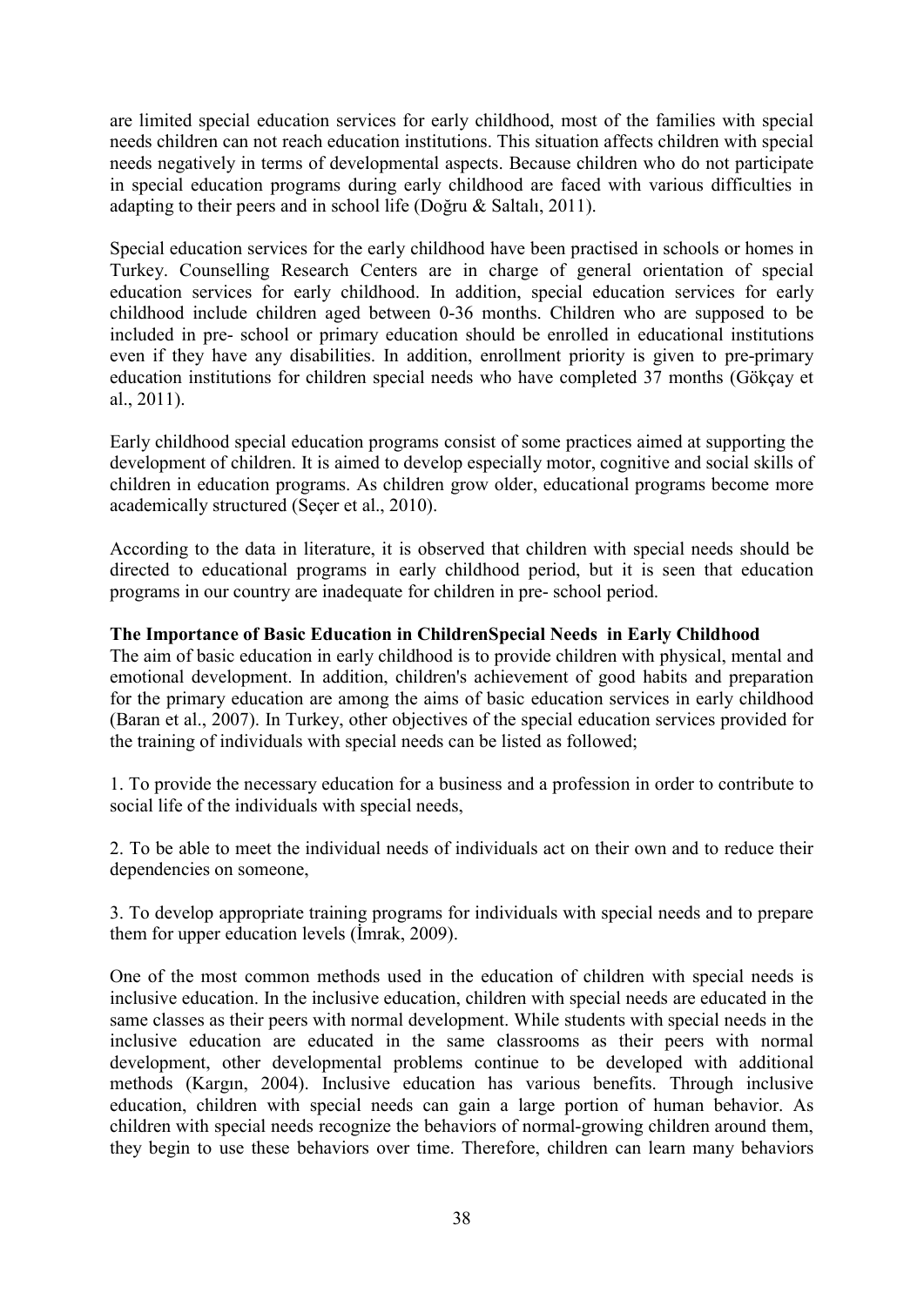are limited special education services for early childhood, most of the families with special needs children can not reach education institutions. This situation affects children with special needs negatively in terms of developmental aspects. Because children who do not participate in special education programs during early childhood are faced with various difficulties in adapting to their peers and in school life (Doğru & Saltalı, 2011).

Special education services for the early childhood have been practised in schools or homes in Turkey. Counselling Research Centers are in charge of general orientation of special education services for early childhood. In addition, special education services for early childhood include children aged between 0-36 months. Children who are supposed to be included in pre- school or primary education should be enrolled in educational institutions even if they have any disabilities. In addition, enrollment priority is given to pre-primary education institutions for children special needs who have completed 37 months (Gökçay et al., 2011).

Early childhood special education programs consist of some practices aimed at supporting the development of children. It is aimed to develop especially motor, cognitive and social skills of children in education programs. As children grow older, educational programs become more academically structured (Seçer et al., 2010).

According to the data in literature, it is observed that children with special needs should be directed to educational programs in early childhood period, but it is seen that education programs in our country are inadequate for children in pre- school period.

**The Importance of Basic Education in ChildrenSpecial Needs in Early Childhood**

The aim of basic education in early childhood is to provide children with physical, mental and emotional development. In addition, children's achievement of good habits and preparation for the primary education are among the aims of basic education services in early childhood (Baran et al., 2007). In Turkey, other objectives of the special education services provided for the training of individuals with special needs can be listed as followed;

1. To provide the necessary education for a business and a profession in order to contribute to social life of the individuals with special needs,

2. To be able to meet the individual needs of individuals act on their own and to reduce their dependencies on someone,

3. To develop appropriate training programs for individuals with special needs and to prepare them for upper education levels (İmrak, 2009).

One of the most common methods used in the education of children with special needs is inclusive education. In the inclusive education, children with special needs are educated in the same classes as their peers with normal development. While students with special needs in the inclusive education are educated in the same classrooms as their peers with normal development, other developmental problems continue to be developed with additional methods (Kargın, 2004). Inclusive education has various benefits. Through inclusive education, children with special needs can gain a large portion of human behavior. As children with special needs recognize the behaviors of normal-growing children around them, they begin to use these behaviors over time. Therefore, children can learn many behaviors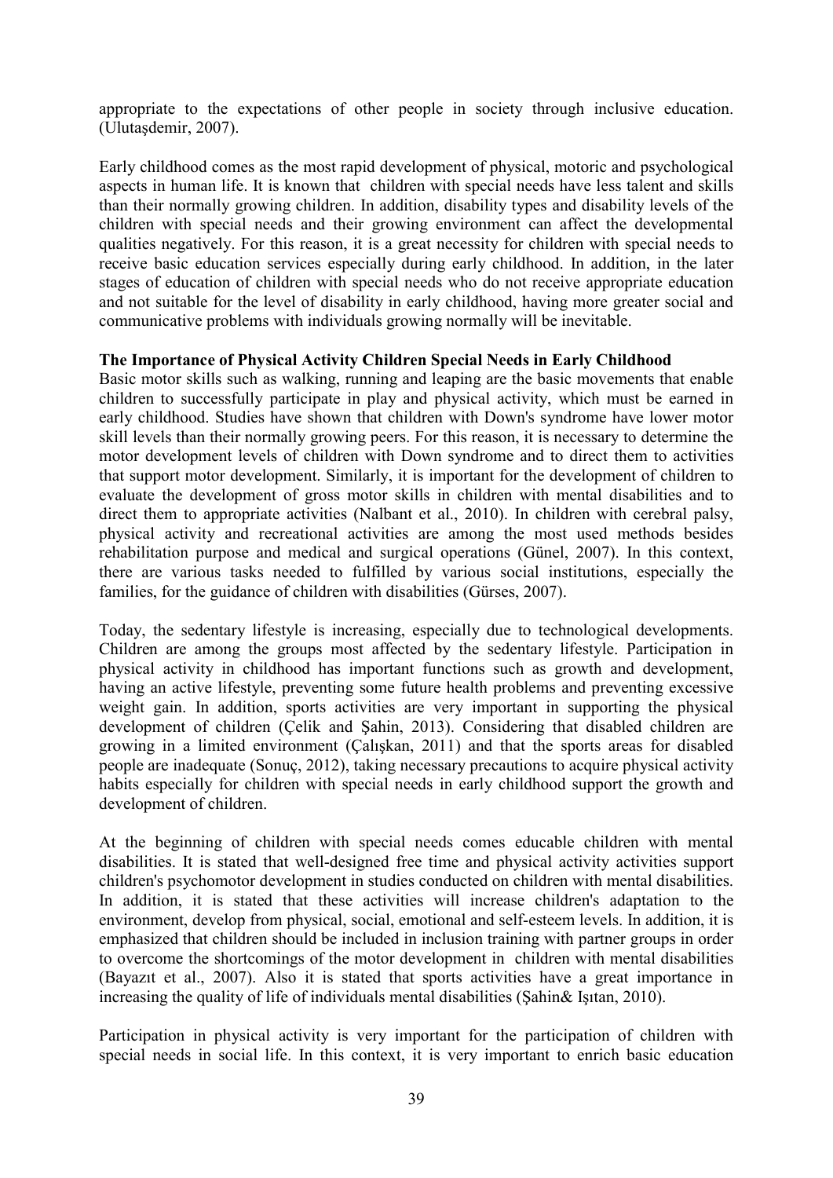appropriate to the expectations of other people in society through inclusive education. (Ulutaşdemir, 2007).

Early childhood comes as the most rapid development of physical, motoric and psychological aspects in human life. It is known that children with special needs have less talent and skills than their normally growing children. In addition, disability types and disability levels of the children with special needs and their growing environment can affect the developmental qualities negatively. For this reason, it is a great necessity for children with special needs to receive basic education services especially during early childhood. In addition, in the later stages of education of children with special needs who do not receive appropriate education and not suitable for the level of disability in early childhood, having more greater social and communicative problems with individuals growing normally will be inevitable.

**The Importance of Physical Activity Children Special Needs in Early Childhood**

Basic motor skills such as walking, running and leaping are the basic movements that enable children to successfully participate in play and physical activity, which must be earned in early childhood. Studies have shown that children with Down's syndrome have lower motor skill levels than their normally growing peers. For this reason, it is necessary to determine the motor development levels of children with Down syndrome and to direct them to activities that support motor development. Similarly, it is important for the development of children to evaluate the development of gross motor skills in children with mental disabilities and to direct them to appropriate activities (Nalbant et al., 2010). In children with cerebral palsy, physical activity and recreational activities are among the most used methods besides rehabilitation purpose and medical and surgical operations (Günel, 2007). In this context, there are various tasks needed to fulfilled by various social institutions, especially the families, for the guidance of children with disabilities (Gürses, 2007).

Today, the sedentary lifestyle is increasing, especially due to technological developments. Children are among the groups most affected by the sedentary lifestyle. Participation in physical activity in childhood has important functions such as growth and development, having an active lifestyle, preventing some future health problems and preventing excessive weight gain. In addition, sports activities are very important in supporting the physical development of children (Çelik and Şahin, 2013). Considering that disabled children are growing in a limited environment (Çalışkan, 2011) and that the sports areas for disabled people are inadequate (Sonuç, 2012), taking necessary precautions to acquire physical activity habits especially for children with special needs in early childhood support the growth and development of children.

At the beginning of children with special needs comes educable children with mental disabilities. It is stated that well-designed free time and physical activity activities support children's psychomotor development in studies conducted on children with mental disabilities. In addition, it is stated that these activities will increase children's adaptation to the environment, develop from physical, social, emotional and self-esteem levels. In addition, it is emphasized that children should be included in inclusion training with partner groups in order to overcome the shortcomings of the motor development in children with mental disabilities (Bayazıt et al., 2007). Also it is stated that sports activities have a great importance in increasing the quality of life of individuals mental disabilities (Şahin& Işıtan, 2010).

Participation in physical activity is very important for the participation of children with special needs in social life. In this context, it is very important to enrich basic education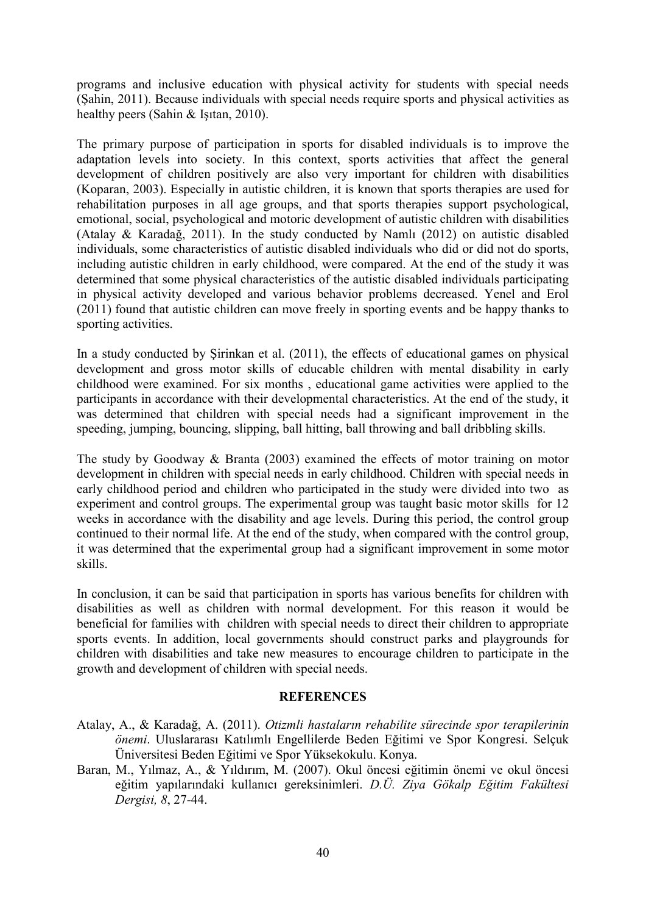programs and inclusive education with physical activity for students with special needs (Şahin, 2011). Because individuals with special needs require sports and physical activities as healthy peers (Sahin & Işıtan, 2010).

The primary purpose of participation in sports for disabled individuals is to improve the adaptation levels into society. In this context, sports activities that affect the general development of children positively are also very important for children with disabilities (Koparan, 2003). Especially in autistic children, it is known that sports therapies are used for rehabilitation purposes in all age groups, and that sports therapies support psychological, emotional, social, psychological and motoric development of autistic children with disabilities (Atalay & Karadağ, 2011). In the study conducted by Namlı (2012) on autistic disabled individuals, some characteristics of autistic disabled individuals who did or did not do sports, including autistic children in early childhood, were compared. At the end of the study it was determined that some physical characteristics of the autistic disabled individuals participating in physical activity developed and various behavior problems decreased. Yenel and Erol (2011) found that autistic children can move freely in sporting events and be happy thanks to sporting activities.

In a study conducted by Şirinkan et al. (2011), the effects of educational games on physical development and gross motor skills of educable children with mental disability in early childhood were examined. For six months , educational game activities were applied to the participants in accordance with their developmental characteristics. At the end of the study, it was determined that children with special needs had a significant improvement in the speeding, jumping, bouncing, slipping, ball hitting, ball throwing and ball dribbling skills.

The study by Goodway & Branta (2003) examined the effects of motor training on motor development in children with special needs in early childhood. Children with special needs in early childhood period and children who participated in the study were divided into two as experiment and control groups. The experimental group was taught basic motor skills for 12 weeks in accordance with the disability and age levels. During this period, the control group continued to their normal life. At the end of the study, when compared with the control group, it was determined that the experimental group had a significant improvement in some motor skills.

In conclusion, it can be said that participation in sports has various benefits for children with disabilities as well as children with normal development. For this reason it would be beneficial for families with children with special needs to direct their children to appropriate sports events. In addition, local governments should construct parks and playgrounds for children with disabilities and take new measures to encourage children to participate in the growth and development of children with special needs.

## REFERENCES

Atalay, A., & Karadağ, A. (2011). *Otizmli hastaların rehabilite sürecinde spor terapilerinin önemi*. Uluslararası Katılımlı Engellilerde Beden Eğitimi ve Spor Kongresi. Selçuk Üniversitesi Beden Eğitimi ve Spor Yüksekokulu. Konya.

Baran, M., Yılmaz, A., & Yıldırım, M. (2007). Okul öncesi eğitimin önemi ve okul öncesi eğitim yapılarındaki kullanıcı gereksinimleri. *D.Ü. Ziya Gökalp Eğitim Fakültesi Dergisi, 8*, 27-44.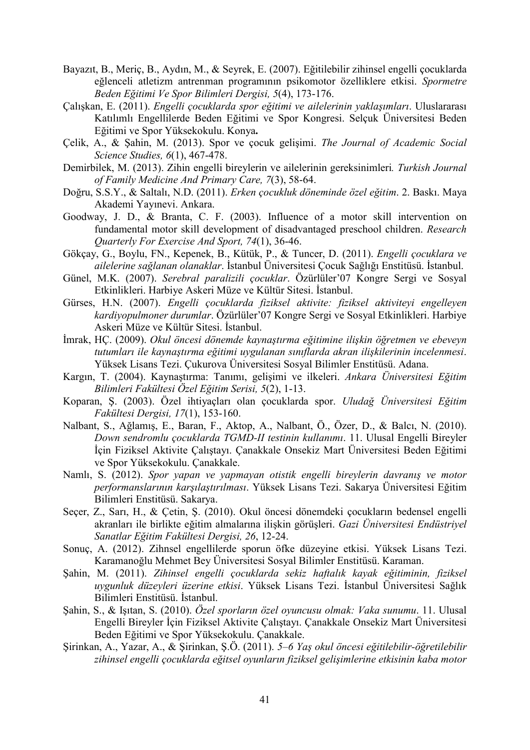Bayazıt, B., Meriç, B., Aydın, M., & Seyrek, E. (2007). Eğitilebilir zihinsel engelli çocuklarda eğlenceli atletizm antrenman programının psikomotor özelliklere etkisi. *Spormetre Beden Eğitimi Ve Spor Bilimleri Dergisi, 5*(4), 173-176.

Çalışkan, E. (2011). *Engelli çocuklarda spor eğitimi ve ailelerinin yaklaşımları*. Uluslararası Katılımlı Engellilerde Beden Eğitimi ve Spor Kongresi. Selçuk Üniversitesi Beden Eğitimi ve Spor Yüksekokulu. Konya**.**

Çelik, A., & Şahin, M. (2013). Spor ve çocuk gelişimi. *The Journal of Academic Social Science Studies, 6*(1), 467-478.

Demirbilek, M. (2013). Zihin engelli bireylerin ve ailelerinin gereksinimleri*. Turkish Journal of Family Medicine And Primary Care, 7*(3), 58-64.

Doğru, S.S.Y., & Saltalı, N.D. (2011). *Erken çocukluk döneminde özel eğitim*. 2. Baskı. Maya Akademi Yayınevi. Ankara.

Goodway, J. D., & Branta, C. F. (2003). Influence of a motor skill intervention on fundamental motor skill development of disadvantaged preschool children. *Research Quarterly For Exercise And Sport, 74*(1), 36-46.

Gökçay, G., Boylu, FN., Kepenek, B., Kütük, P., & Tuncer, D. (2011). *Engelli çocuklara ve ailelerine sağlanan olanaklar*. İstanbul Üniversitesi Çocuk Sağlığı Enstitüsü. İstanbul.

Günel, M.K. (2007). *Serebral paralizili çocuklar*. Özürlüler'07 Kongre Sergi ve Sosyal Etkinlikleri. Harbiye Askeri Müze ve Kültür Sitesi. İstanbul.

Gürses, H.N. (2007). *Engelli çocuklarda fiziksel aktivite: fiziksel aktiviteyi engelleyen kardiyopulmoner durumlar*. Özürlüler'07 Kongre Sergi ve Sosyal Etkinlikleri. Harbiye Askeri Müze ve Kültür Sitesi. İstanbul.

İmrak, HÇ. (2009). *Okul öncesi dönemde kaynaştırma eğitimine ilişkin öğretmen ve ebeveyn tutumları ile kaynaştırma eğitimi uygulanan sınıflarda akran ilişkilerinin incelenmesi*. Yüksek Lisans Tezi. Çukurova Üniversitesi Sosyal Bilimler Enstitüsü. Adana.

Kargın, T. (2004). Kaynaştırma: Tanımı, gelişimi ve ilkeleri. *Ankara Üniversitesi Eğitim Bilimleri Fakültesi Özel Eğitim Serisi, 5*(2), 1-13.

Koparan, Ş. (2003). Özel ihtiyaçları olan çocuklarda spor. *Uludağ Üniversitesi Eğitim Fakültesi Dergisi, 17*(1), 153-160.

Nalbant, S., Ağlamış, E., Baran, F., Aktop, A., Nalbant, Ö., Özer, D., & Balcı, N. (2010). *Down sendromlu çocuklarda TGMD-II testinin kullanımı*. 11. Ulusal Engelli Bireyler İçin Fiziksel Aktivite Çalıştayı. Çanakkale Onsekiz Mart Üniversitesi Beden Eğitimi ve Spor Yüksekokulu. Çanakkale.

Namlı, S. (2012). *Spor yapan ve yapmayan otistik engelli bireylerin davranış ve motor performanslarının karşılaştırılması*. Yüksek Lisans Tezi. Sakarya Üniversitesi Eğitim Bilimleri Enstitüsü. Sakarya.

Seçer, Z., Sarı, H., & Çetin, Ş. (2010). Okul öncesi dönemdeki çocukların bedensel engelli akranları ile birlikte eğitim almalarına ilişkin görüşleri. *Gazi Üniversitesi Endüstriyel Sanatlar Eğitim Fakültesi Dergisi, 26*, 12-24.

Sonuç, A. (2012). Zihnsel engellilerde sporun öfke düzeyine etkisi. Yüksek Lisans Tezi. Karamanoğlu Mehmet Bey Üniversitesi Sosyal Bilimler Enstitüsü. Karaman.

Şahin, M. (2011). *Zihinsel engelli çocuklarda sekiz haftalık kayak eğitiminin, fiziksel uygunluk düzeyleri üzerine etkisi*. Yüksek Lisans Tezi. İstanbul Üniversitesi Sağlık Bilimleri Enstitüsü. İstanbul.

Şahin, S., & Işıtan, S. (2010). *Özel sporların özel oyuncusu olmak: Vaka sunumu*. 11. Ulusal Engelli Bireyler İçin Fiziksel Aktivite Çalıştayı. Çanakkale Onsekiz Mart Üniversitesi Beden Eğitimi ve Spor Yüksekokulu. Çanakkale.

Şirinkan, A., Yazar, A., & Şirinkan, Ş.Ö. (2011). *5–6 Yaş okul öncesi eğitilebilir-öğretilebilir zihinsel engelli çocuklarda eğitsel oyunların fiziksel gelişimlerine etkisinin kaba motor*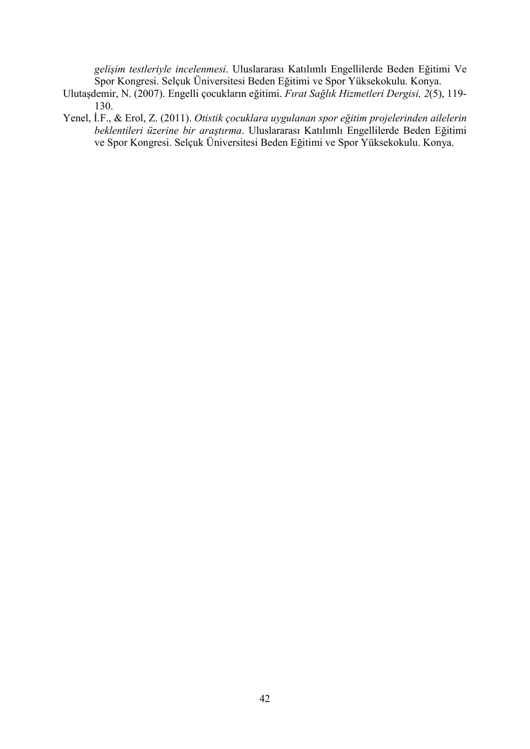*gelişim testleriyle incelenmesi*. Uluslararası Katılımlı Engellilerde Beden Eğitimi Ve Spor Kongresi. Selçuk Üniversitesi Beden Eğitimi ve Spor Yüksekokulu. Konya.

Ulutaşdemir, N. (2007). Engelli çocukların eğitimi. *Fırat Sağlık Hizmetleri Dergisi, 2*(5), 119-130.

Yenel, İ.F., & Erol, Z. (2011). *Otistik çocuklara uygulanan spor eğitim projelerinden ailelerin beklentileri üzerine bir araştırma*. Uluslararası Katılımlı Engellilerde Beden Eğitimi ve Spor Kongresi. Selçuk Üniversitesi Beden Eğitimi ve Spor Yüksekokulu. Konya.